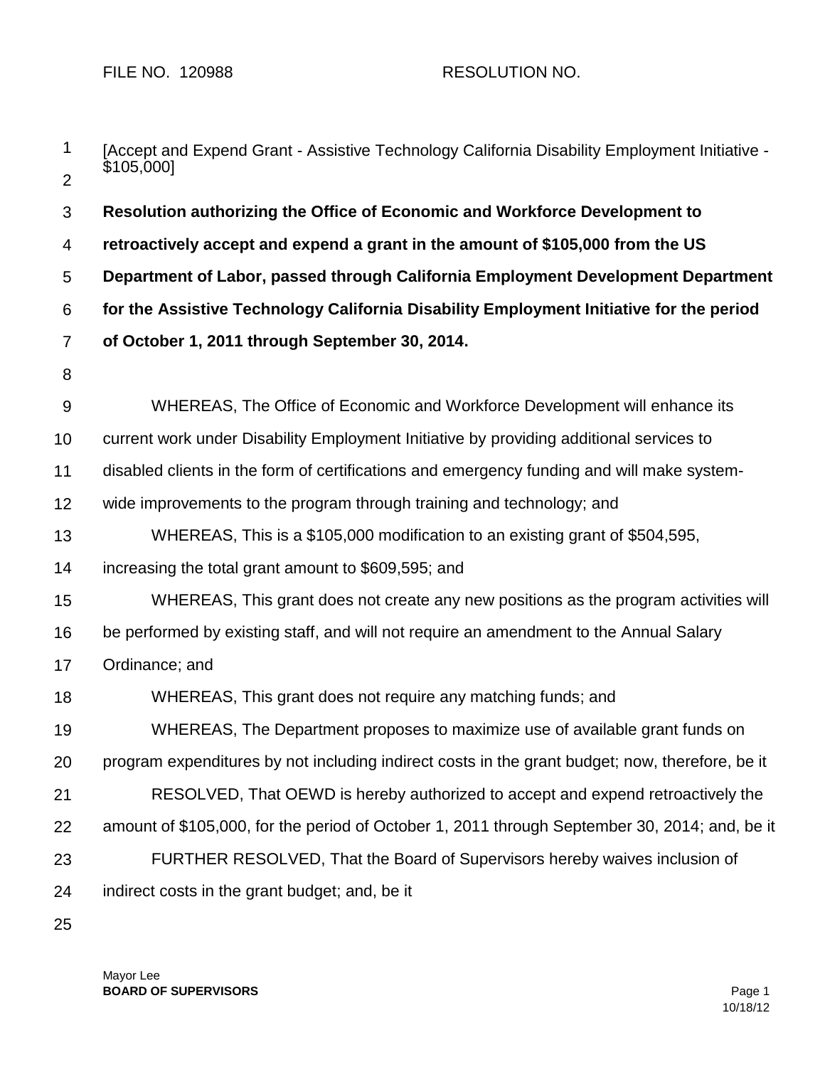FILE NO. 120988 RESOLUTION NO.

[Accept and Expend Grant - Assistive Technology California Disability Employment Initiative - $105,000]

**Resolution authorizing the Office of Economic and Workforce Development to retroactively accept and expend a grant in the amount of $105,000 from the US Department of Labor, passed through California Employment Development Department for the Assistive Technology California Disability Employment Initiative for the period of October 1, 2011 through September 30, 2014.**

WHEREAS, The Office of Economic and Workforce Development will enhance its current work under Disability Employment Initiative by providing additional services to disabled clients in the form of certifications and emergency funding and will make system-wide improvements to the program through training and technology; and

WHEREAS, This is a $105,000 modification to an existing grant of $504,595, increasing the total grant amount to $609,595; and

WHEREAS, This grant does not create any new positions as the program activities will be performed by existing staff, and will not require an amendment to the Annual Salary Ordinance; and

WHEREAS, This grant does not require any matching funds; and

WHEREAS, The Department proposes to maximize use of available grant funds on program expenditures by not including indirect costs in the grant budget; now, therefore, be it

RESOLVED, That OEWD is hereby authorized to accept and expend retroactively the amount of $105,000, for the period of October 1, 2011 through September 30, 2014; and, be it

FURTHER RESOLVED, That the Board of Supervisors hereby waives inclusion of indirect costs in the grant budget; and, be it

Mayor Lee
**BOARD OF SUPERVISORS**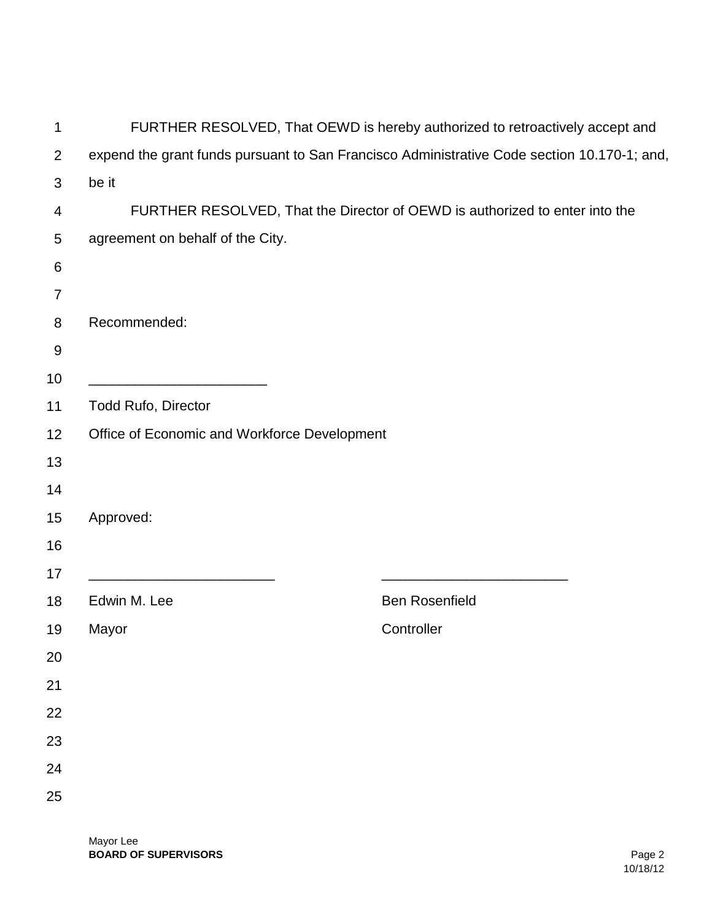FURTHER RESOLVED, That OEWD is hereby authorized to retroactively accept and expend the grant funds pursuant to San Francisco Administrative Code section 10.170-1; and, be it

FURTHER RESOLVED, That the Director of OEWD is authorized to enter into the agreement on behalf of the City.

Recommended:

______________________

Todd Rufo, Director

Office of Economic and Workforce Development

Approved:

_______________________ _______________________

Edwin M. Lee Ben Rosenfield

Mayor Controller